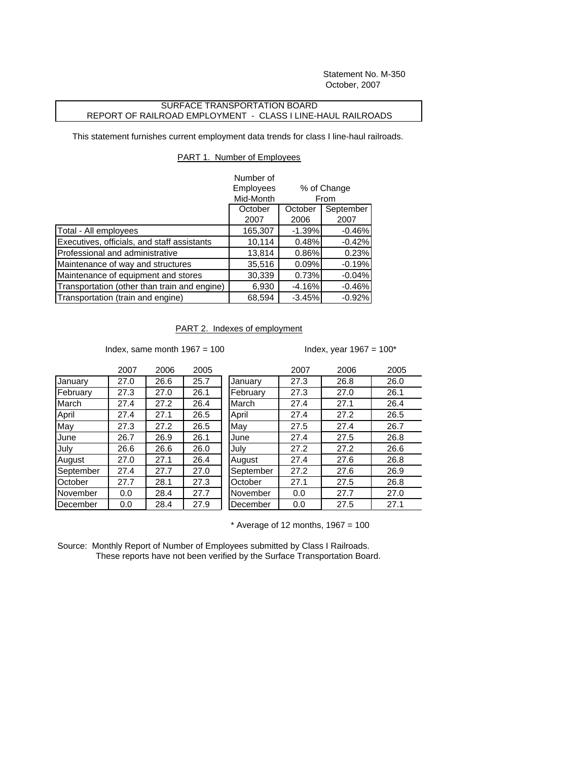Statement No. M-350
October, 2007

## SURFACE TRANSPORTATION BOARD
## REPORT OF RAILROAD EMPLOYMENT - CLASS I LINE-HAUL RAILROADS

This statement furnishes current employment data trends for class I line-haul railroads.

### PART 1. Number of Employees

| | Number of Employees Mid-Month | % of Change From | |
|---|---|---|---|
| | October 2007 | October 2006 | September 2007 |
| Total - All employees | 165,307 | -1.39% | -0.46% |
| Executives, officials, and staff assistants | 10,114 | 0.48% | -0.42% |
| Professional and administrative | 13,814 | 0.86% | 0.23% |
| Maintenance of way and structures | 35,516 | 0.09% | -0.19% |
| Maintenance of equipment and stores | 30,339 | 0.73% | -0.04% |
| Transportation (other than train and engine) | 6,930 | -4.16% | -0.46% |
| Transportation (train and engine) | 68,594 | -3.45% | -0.92% |

### PART 2. Indexes of employment

Index, same month 1967 = 100

| | 2007 | 2006 | 2005 |
|---|---|---|---|
| January | 27.0 | 26.6 | 25.7 |
| February | 27.3 | 27.0 | 26.1 |
| March | 27.4 | 27.2 | 26.4 |
| April | 27.4 | 27.1 | 26.5 |
| May | 27.3 | 27.2 | 26.5 |
| June | 26.7 | 26.9 | 26.1 |
| July | 26.6 | 26.6 | 26.0 |
| August | 27.0 | 27.1 | 26.4 |
| September | 27.4 | 27.7 | 27.0 |
| October | 27.7 | 28.1 | 27.3 |
| November | 0.0 | 28.4 | 27.7 |
| December | 0.0 | 28.4 | 27.9 |

Index, year 1967 = 100*

| | 2007 | 2006 | 2005 |
|---|---|---|---|
| January | 27.3 | 26.8 | 26.0 |
| February | 27.3 | 27.0 | 26.1 |
| March | 27.4 | 27.1 | 26.4 |
| April | 27.4 | 27.2 | 26.5 |
| May | 27.5 | 27.4 | 26.7 |
| June | 27.4 | 27.5 | 26.8 |
| July | 27.2 | 27.2 | 26.6 |
| August | 27.4 | 27.6 | 26.8 |
| September | 27.2 | 27.6 | 26.9 |
| October | 27.1 | 27.5 | 26.8 |
| November | 0.0 | 27.7 | 27.0 |
| December | 0.0 | 27.5 | 27.1 |

\* Average of 12 months, 1967 = 100

Source: Monthly Report of Number of Employees submitted by Class I Railroads.
These reports have not been verified by the Surface Transportation Board.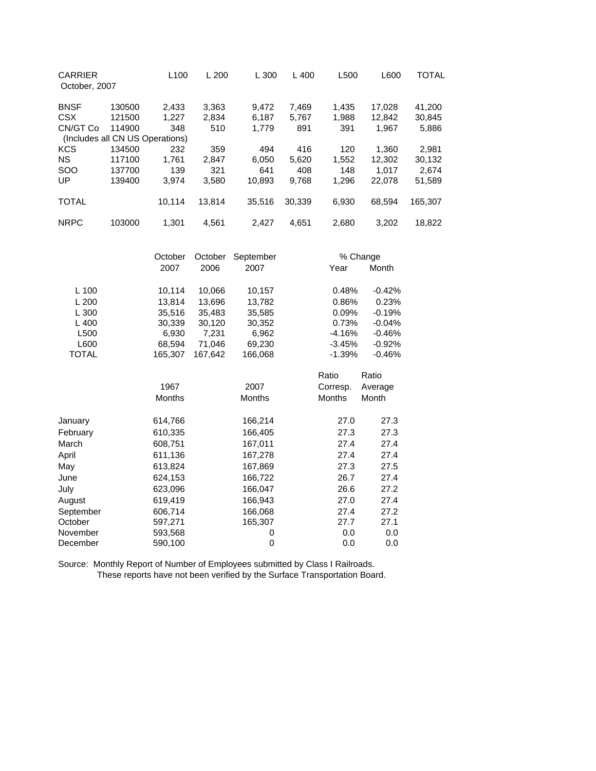| CARRIER October, 2007 | | L100 | L 200 | L 300 | L 400 | L500 | L600 | TOTAL |
|---|---|---|---|---|---|---|---|---|
| BNSF | 130500 | 2,433 | 3,363 | 9,472 | 7,469 | 1,435 | 17,028 | 41,200 |
| CSX | 121500 | 1,227 | 2,834 | 6,187 | 5,767 | 1,988 | 12,842 | 30,845 |
| CN/GT Co (Includes all CN US Operations) | 114900 | 348 | 510 | 1,779 | 891 | 391 | 1,967 | 5,886 |
| KCS | 134500 | 232 | 359 | 494 | 416 | 120 | 1,360 | 2,981 |
| NS | 117100 | 1,761 | 2,847 | 6,050 | 5,620 | 1,552 | 12,302 | 30,132 |
| SOO | 137700 | 139 | 321 | 641 | 408 | 148 | 1,017 | 2,674 |
| UP | 139400 | 3,974 | 3,580 | 10,893 | 9,768 | 1,296 | 22,078 | 51,589 |
| TOTAL | | 10,114 | 13,814 | 35,516 | 30,339 | 6,930 | 68,594 | 165,307 |
| NRPC | 103000 | 1,301 | 4,561 | 2,427 | 4,651 | 2,680 | 3,202 | 18,822 |

| | October 2007 | October 2006 | September 2007 | % Change Year | % Change Month |
|---|---|---|---|---|---|
| L 100 | 10,114 | 10,066 | 10,157 | 0.48% | -0.42% |
| L 200 | 13,814 | 13,696 | 13,782 | 0.86% | 0.23% |
| L 300 | 35,516 | 35,483 | 35,585 | 0.09% | -0.19% |
| L 400 | 30,339 | 30,120 | 30,352 | 0.73% | -0.04% |
| L500 | 6,930 | 7,231 | 6,962 | -4.16% | -0.46% |
| L600 | 68,594 | 71,046 | 69,230 | -3.45% | -0.92% |
| TOTAL | 165,307 | 167,642 | 166,068 | -1.39% | -0.46% |

| | 1967 Months | 2007 Months | Ratio Corresp. Months | Ratio Average Month |
|---|---|---|---|---|
| January | 614,766 | 166,214 | 27.0 | 27.3 |
| February | 610,335 | 166,405 | 27.3 | 27.3 |
| March | 608,751 | 167,011 | 27.4 | 27.4 |
| April | 611,136 | 167,278 | 27.4 | 27.4 |
| May | 613,824 | 167,869 | 27.3 | 27.5 |
| June | 624,153 | 166,722 | 26.7 | 27.4 |
| July | 623,096 | 166,047 | 26.6 | 27.2 |
| August | 619,419 | 166,943 | 27.0 | 27.4 |
| September | 606,714 | 166,068 | 27.4 | 27.2 |
| October | 597,271 | 165,307 | 27.7 | 27.1 |
| November | 593,568 | 0 | 0.0 | 0.0 |
| December | 590,100 | 0 | 0.0 | 0.0 |

Source: Monthly Report of Number of Employees submitted by Class I Railroads.
These reports have not been verified by the Surface Transportation Board.